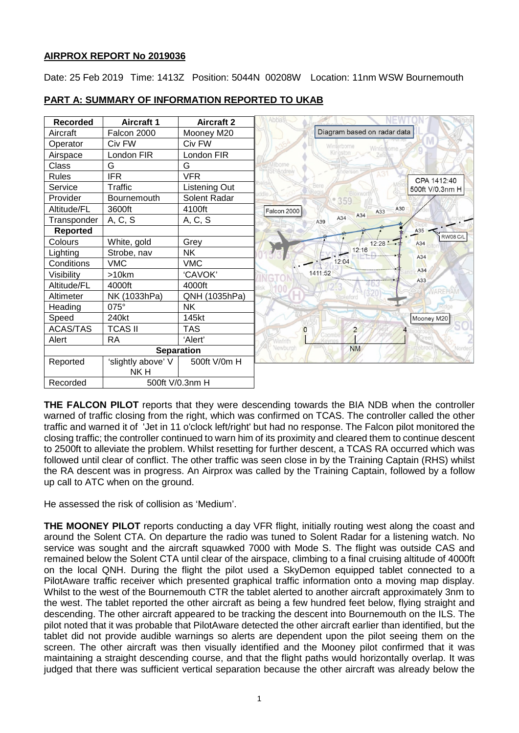## AIRPROX REPORT No 2019036

Date: 25 Feb 2019 Time: 1413Z Position: 5044N 00208W Location: 11nm WSW Bournemouth

## PART A: SUMMARY OF INFORMATION REPORTED TO UKAB

| Recorded | Aircraft 1 | Aircraft 2 |
|---|---|---|
| Aircraft | Falcon 2000 | Mooney M20 |
| Operator | Civ FW | Civ FW |
| Airspace | London FIR | London FIR |
| Class | G | G |
| Rules | IFR | VFR |
| Service | Traffic | Listening Out |
| Provider | Bournemouth | Solent Radar |
| Altitude/FL | 3600ft | 4100ft |
| Transponder | A, C, S | A, C, S |
| **Reported** | | |
| Colours | White, gold | Grey |
| Lighting | Strobe, nav | NK |
| Conditions | VMC | VMC |
| Visibility | >10km | 'CAVOK' |
| Altitude/FL | 4000ft | 4000ft |
| Altimeter | NK (1033hPa) | QNH (1035hPa) |
| Heading | 075° | NK |
| Speed | 240kt | 145kt |
| ACAS/TAS | TCAS II | TAS |
| Alert | RA | 'Alert' |
| **Separation** | | |
| Reported | 'slightly above' V NK H | 500ft V/0m H |
| Recorded | 500ft V/0.3nm H | |

Diagram based on radar data

CPA 1412:40 500ft V/0.3nm H

**THE FALCON PILOT** reports that they were descending towards the BIA NDB when the controller warned of traffic closing from the right, which was confirmed on TCAS. The controller called the other traffic and warned it of 'Jet in 11 o'clock left/right' but had no response. The Falcon pilot monitored the closing traffic; the controller continued to warn him of its proximity and cleared them to continue descent to 2500ft to alleviate the problem. Whilst resetting for further descent, a TCAS RA occurred which was followed until clear of conflict. The other traffic was seen close in by the Training Captain (RHS) whilst the RA descent was in progress. An Airprox was called by the Training Captain, followed by a follow up call to ATC when on the ground.

He assessed the risk of collision as 'Medium'.

**THE MOONEY PILOT** reports conducting a day VFR flight, initially routing west along the coast and around the Solent CTA. On departure the radio was tuned to Solent Radar for a listening watch. No service was sought and the aircraft squawked 7000 with Mode S. The flight was outside CAS and remained below the Solent CTA until clear of the airspace, climbing to a final cruising altitude of 4000ft on the local QNH. During the flight the pilot used a SkyDemon equipped tablet connected to a PilotAware traffic receiver which presented graphical traffic information onto a moving map display. Whilst to the west of the Bournemouth CTR the tablet alerted to another aircraft approximately 3nm to the west. The tablet reported the other aircraft as being a few hundred feet below, flying straight and descending. The other aircraft appeared to be tracking the descent into Bournemouth on the ILS. The pilot noted that it was probable that PilotAware detected the other aircraft earlier than identified, but the tablet did not provide audible warnings so alerts are dependent upon the pilot seeing them on the screen. The other aircraft was then visually identified and the Mooney pilot confirmed that it was maintaining a straight descending course, and that the flight paths would horizontally overlap. It was judged that there was sufficient vertical separation because the other aircraft was already below the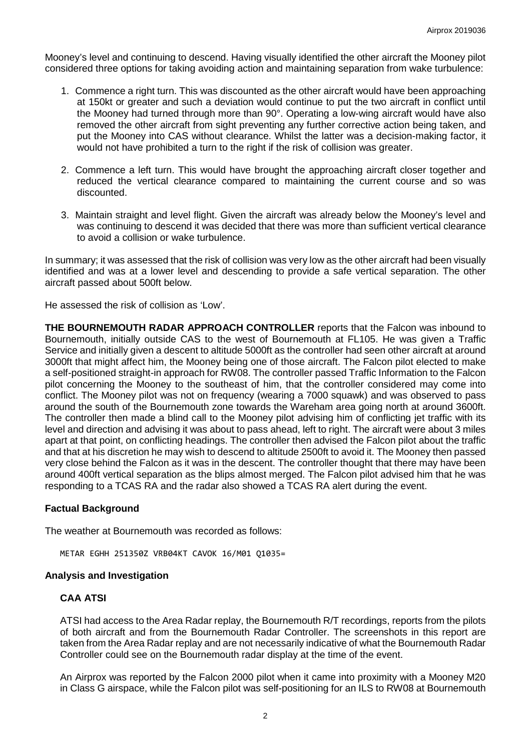Mooney's level and continuing to descend. Having visually identified the other aircraft the Mooney pilot considered three options for taking avoiding action and maintaining separation from wake turbulence:

1. Commence a right turn. This was discounted as the other aircraft would have been approaching at 150kt or greater and such a deviation would continue to put the two aircraft in conflict until the Mooney had turned through more than 90°. Operating a low-wing aircraft would have also removed the other aircraft from sight preventing any further corrective action being taken, and put the Mooney into CAS without clearance. Whilst the latter was a decision-making factor, it would not have prohibited a turn to the right if the risk of collision was greater.

2. Commence a left turn. This would have brought the approaching aircraft closer together and reduced the vertical clearance compared to maintaining the current course and so was discounted.

3. Maintain straight and level flight. Given the aircraft was already below the Mooney's level and was continuing to descend it was decided that there was more than sufficient vertical clearance to avoid a collision or wake turbulence.

In summary; it was assessed that the risk of collision was very low as the other aircraft had been visually identified and was at a lower level and descending to provide a safe vertical separation. The other aircraft passed about 500ft below.

He assessed the risk of collision as 'Low'.

**THE BOURNEMOUTH RADAR APPROACH CONTROLLER** reports that the Falcon was inbound to Bournemouth, initially outside CAS to the west of Bournemouth at FL105. He was given a Traffic Service and initially given a descent to altitude 5000ft as the controller had seen other aircraft at around 3000ft that might affect him, the Mooney being one of those aircraft. The Falcon pilot elected to make a self-positioned straight-in approach for RW08. The controller passed Traffic Information to the Falcon pilot concerning the Mooney to the southeast of him, that the controller considered may come into conflict. The Mooney pilot was not on frequency (wearing a 7000 squawk) and was observed to pass around the south of the Bournemouth zone towards the Wareham area going north at around 3600ft. The controller then made a blind call to the Mooney pilot advising him of conflicting jet traffic with its level and direction and advising it was about to pass ahead, left to right. The aircraft were about 3 miles apart at that point, on conflicting headings. The controller then advised the Falcon pilot about the traffic and that at his discretion he may wish to descend to altitude 2500ft to avoid it. The Mooney then passed very close behind the Falcon as it was in the descent. The controller thought that there may have been around 400ft vertical separation as the blips almost merged. The Falcon pilot advised him that he was responding to a TCAS RA and the radar also showed a TCAS RA alert during the event.

## Factual Background

The weather at Bournemouth was recorded as follows:

```
METAR EGHH 251350Z VRB04KT CAVOK 16/M01 Q1035=
```

## Analysis and Investigation

### CAA ATSI

ATSI had access to the Area Radar replay, the Bournemouth R/T recordings, reports from the pilots of both aircraft and from the Bournemouth Radar Controller. The screenshots in this report are taken from the Area Radar replay and are not necessarily indicative of what the Bournemouth Radar Controller could see on the Bournemouth radar display at the time of the event.

An Airprox was reported by the Falcon 2000 pilot when it came into proximity with a Mooney M20 in Class G airspace, while the Falcon pilot was self-positioning for an ILS to RW08 at Bournemouth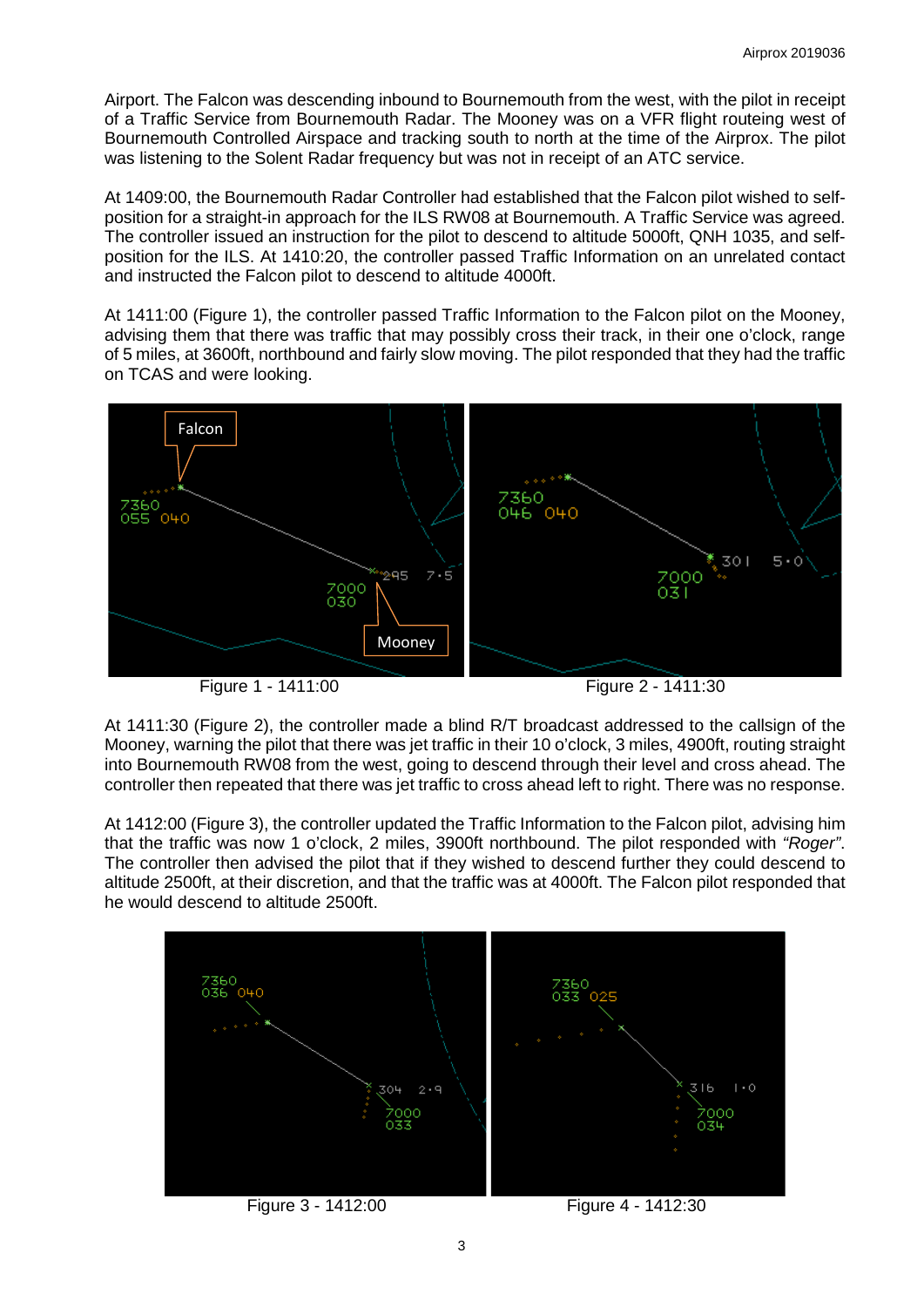Airport. The Falcon was descending inbound to Bournemouth from the west, with the pilot in receipt of a Traffic Service from Bournemouth Radar. The Mooney was on a VFR flight routeing west of Bournemouth Controlled Airspace and tracking south to north at the time of the Airprox. The pilot was listening to the Solent Radar frequency but was not in receipt of an ATC service.

At 1409:00, the Bournemouth Radar Controller had established that the Falcon pilot wished to self-position for a straight-in approach for the ILS RW08 at Bournemouth. A Traffic Service was agreed. The controller issued an instruction for the pilot to descend to altitude 5000ft, QNH 1035, and self-position for the ILS. At 1410:20, the controller passed Traffic Information on an unrelated contact and instructed the Falcon pilot to descend to altitude 4000ft.

At 1411:00 (Figure 1), the controller passed Traffic Information to the Falcon pilot on the Mooney, advising them that there was traffic that may possibly cross their track, in their one o'clock, range of 5 miles, at 3600ft, northbound and fairly slow moving. The pilot responded that they had the traffic on TCAS and were looking.

Figure 1 - 1411:00

Figure 2 - 1411:30

At 1411:30 (Figure 2), the controller made a blind R/T broadcast addressed to the callsign of the Mooney, warning the pilot that there was jet traffic in their 10 o'clock, 3 miles, 4900ft, routing straight into Bournemouth RW08 from the west, going to descend through their level and cross ahead. The controller then repeated that there was jet traffic to cross ahead left to right. There was no response.

At 1412:00 (Figure 3), the controller updated the Traffic Information to the Falcon pilot, advising him that the traffic was now 1 o'clock, 2 miles, 3900ft northbound. The pilot responded with *"Roger"*. The controller then advised the pilot that if they wished to descend further they could descend to altitude 2500ft, at their discretion, and that the traffic was at 4000ft. The Falcon pilot responded that he would descend to altitude 2500ft.

Figure 3 - 1412:00

Figure 4 - 1412:30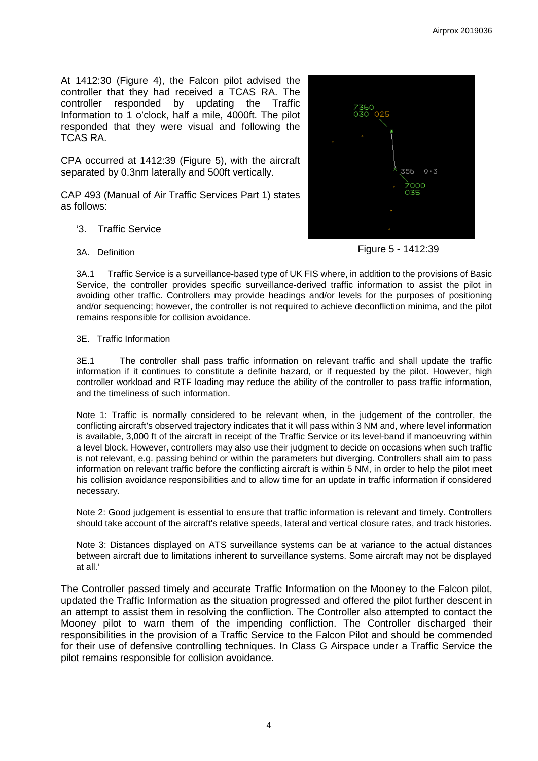At 1412:30 (Figure 4), the Falcon pilot advised the controller that they had received a TCAS RA. The controller responded by updating the Traffic Information to 1 o'clock, half a mile, 4000ft. The pilot responded that they were visual and following the TCAS RA.

CPA occurred at 1412:39 (Figure 5), with the aircraft separated by 0.3nm laterally and 500ft vertically.

Figure 5 - 1412:39

CAP 493 (Manual of Air Traffic Services Part 1) states as follows:

> '3. Traffic Service
>
> 3A. Definition
>
> 3A.1 Traffic Service is a surveillance-based type of UK FIS where, in addition to the provisions of Basic Service, the controller provides specific surveillance-derived traffic information to assist the pilot in avoiding other traffic. Controllers may provide headings and/or levels for the purposes of positioning and/or sequencing; however, the controller is not required to achieve deconfliction minima, and the pilot remains responsible for collision avoidance.
>
> 3E. Traffic Information
>
> 3E.1 The controller shall pass traffic information on relevant traffic and shall update the traffic information if it continues to constitute a definite hazard, or if requested by the pilot. However, high controller workload and RTF loading may reduce the ability of the controller to pass traffic information, and the timeliness of such information.
>
> Note 1: Traffic is normally considered to be relevant when, in the judgement of the controller, the conflicting aircraft's observed trajectory indicates that it will pass within 3 NM and, where level information is available, 3,000 ft of the aircraft in receipt of the Traffic Service or its level-band if manoeuvring within a level block. However, controllers may also use their judgment to decide on occasions when such traffic is not relevant, e.g. passing behind or within the parameters but diverging. Controllers shall aim to pass information on relevant traffic before the conflicting aircraft is within 5 NM, in order to help the pilot meet his collision avoidance responsibilities and to allow time for an update in traffic information if considered necessary.
>
> Note 2: Good judgement is essential to ensure that traffic information is relevant and timely. Controllers should take account of the aircraft's relative speeds, lateral and vertical closure rates, and track histories.
>
> Note 3: Distances displayed on ATS surveillance systems can be at variance to the actual distances between aircraft due to limitations inherent to surveillance systems. Some aircraft may not be displayed at all.'

The Controller passed timely and accurate Traffic Information on the Mooney to the Falcon pilot, updated the Traffic Information as the situation progressed and offered the pilot further descent in an attempt to assist them in resolving the confliction. The Controller also attempted to contact the Mooney pilot to warn them of the impending confliction. The Controller discharged their responsibilities in the provision of a Traffic Service to the Falcon Pilot and should be commended for their use of defensive controlling techniques. In Class G Airspace under a Traffic Service the pilot remains responsible for collision avoidance.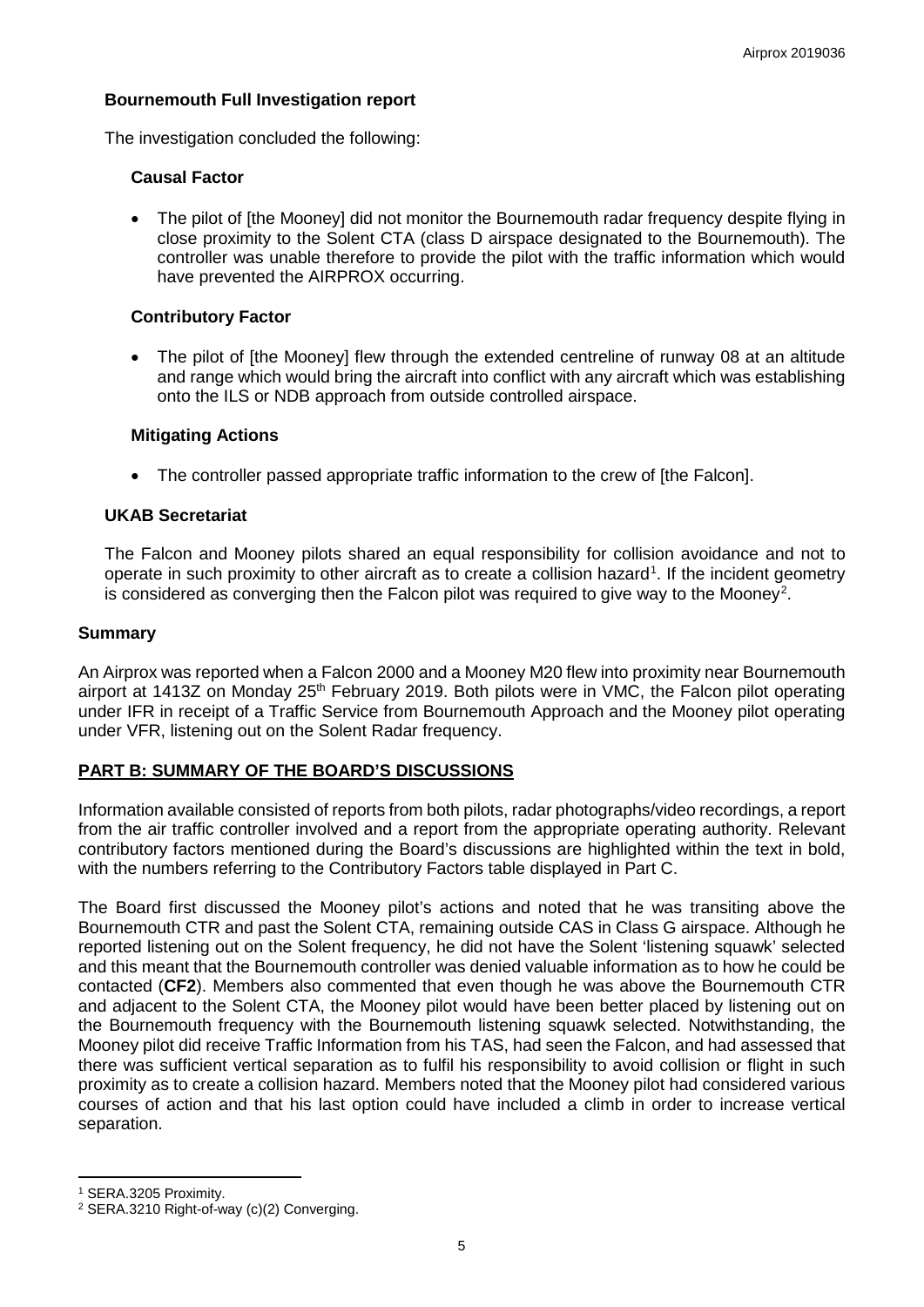### Bournemouth Full Investigation report

The investigation concluded the following:

#### Causal Factor

- The pilot of [the Mooney] did not monitor the Bournemouth radar frequency despite flying in close proximity to the Solent CTA (class D airspace designated to the Bournemouth). The controller was unable therefore to provide the pilot with the traffic information which would have prevented the AIRPROX occurring.

#### Contributory Factor

- The pilot of [the Mooney] flew through the extended centreline of runway 08 at an altitude and range which would bring the aircraft into conflict with any aircraft which was establishing onto the ILS or NDB approach from outside controlled airspace.

#### Mitigating Actions

- The controller passed appropriate traffic information to the crew of [the Falcon].

### UKAB Secretariat

The Falcon and Mooney pilots shared an equal responsibility for collision avoidance and not to operate in such proximity to other aircraft as to create a collision hazard[1]. If the incident geometry is considered as converging then the Falcon pilot was required to give way to the Mooney[2].

## Summary

An Airprox was reported when a Falcon 2000 and a Mooney M20 flew into proximity near Bournemouth airport at 1413Z on Monday 25th February 2019. Both pilots were in VMC, the Falcon pilot operating under IFR in receipt of a Traffic Service from Bournemouth Approach and the Mooney pilot operating under VFR, listening out on the Solent Radar frequency.

## PART B: SUMMARY OF THE BOARD'S DISCUSSIONS

Information available consisted of reports from both pilots, radar photographs/video recordings, a report from the air traffic controller involved and a report from the appropriate operating authority. Relevant contributory factors mentioned during the Board's discussions are highlighted within the text in bold, with the numbers referring to the Contributory Factors table displayed in Part C.

The Board first discussed the Mooney pilot's actions and noted that he was transiting above the Bournemouth CTR and past the Solent CTA, remaining outside CAS in Class G airspace. Although he reported listening out on the Solent frequency, he did not have the Solent 'listening squawk' selected and this meant that the Bournemouth controller was denied valuable information as to how he could be contacted (**CF2**). Members also commented that even though he was above the Bournemouth CTR and adjacent to the Solent CTA, the Mooney pilot would have been better placed by listening out on the Bournemouth frequency with the Bournemouth listening squawk selected. Notwithstanding, the Mooney pilot did receive Traffic Information from his TAS, had seen the Falcon, and had assessed that there was sufficient vertical separation as to fulfil his responsibility to avoid collision or flight in such proximity as to create a collision hazard. Members noted that the Mooney pilot had considered various courses of action and that his last option could have included a climb in order to increase vertical separation.

---

[1] SERA.3205 Proximity.

[2] SERA.3210 Right-of-way (c)(2) Converging.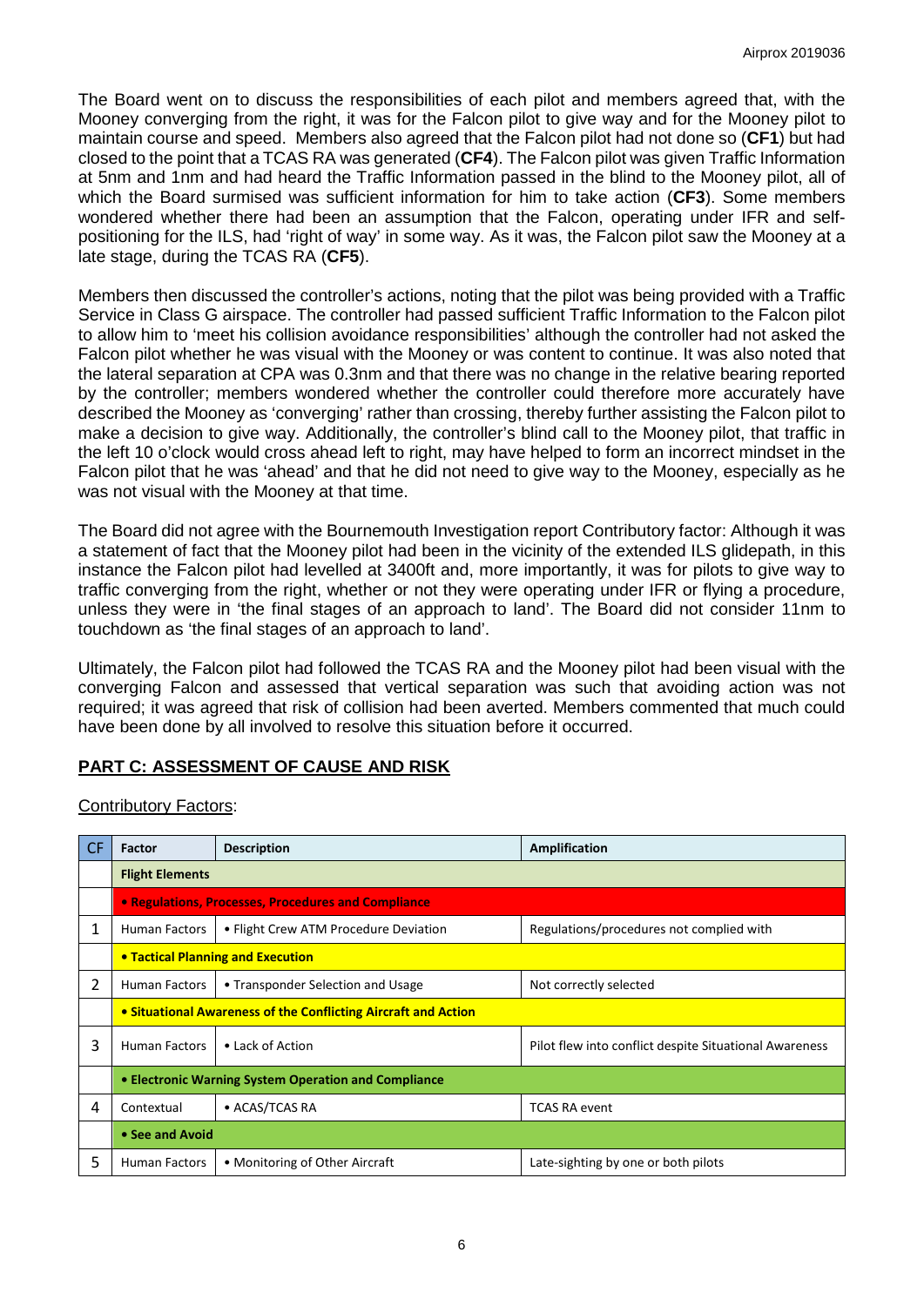The Board went on to discuss the responsibilities of each pilot and members agreed that, with the Mooney converging from the right, it was for the Falcon pilot to give way and for the Mooney pilot to maintain course and speed. Members also agreed that the Falcon pilot had not done so (**CF1**) but had closed to the point that a TCAS RA was generated (**CF4**). The Falcon pilot was given Traffic Information at 5nm and 1nm and had heard the Traffic Information passed in the blind to the Mooney pilot, all of which the Board surmised was sufficient information for him to take action (**CF3**). Some members wondered whether there had been an assumption that the Falcon, operating under IFR and self-positioning for the ILS, had 'right of way' in some way. As it was, the Falcon pilot saw the Mooney at a late stage, during the TCAS RA (**CF5**).

Members then discussed the controller's actions, noting that the pilot was being provided with a Traffic Service in Class G airspace. The controller had passed sufficient Traffic Information to the Falcon pilot to allow him to 'meet his collision avoidance responsibilities' although the controller had not asked the Falcon pilot whether he was visual with the Mooney or was content to continue. It was also noted that the lateral separation at CPA was 0.3nm and that there was no change in the relative bearing reported by the controller; members wondered whether the controller could therefore more accurately have described the Mooney as 'converging' rather than crossing, thereby further assisting the Falcon pilot to make a decision to give way. Additionally, the controller's blind call to the Mooney pilot, that traffic in the left 10 o'clock would cross ahead left to right, may have helped to form an incorrect mindset in the Falcon pilot that he was 'ahead' and that he did not need to give way to the Mooney, especially as he was not visual with the Mooney at that time.

The Board did not agree with the Bournemouth Investigation report Contributory factor: Although it was a statement of fact that the Mooney pilot had been in the vicinity of the extended ILS glidepath, in this instance the Falcon pilot had levelled at 3400ft and, more importantly, it was for pilots to give way to traffic converging from the right, whether or not they were operating under IFR or flying a procedure, unless they were in 'the final stages of an approach to land'. The Board did not consider 11nm to touchdown as 'the final stages of an approach to land'.

Ultimately, the Falcon pilot had followed the TCAS RA and the Mooney pilot had been visual with the converging Falcon and assessed that vertical separation was such that avoiding action was not required; it was agreed that risk of collision had been averted. Members commented that much could have been done by all involved to resolve this situation before it occurred.

## PART C: ASSESSMENT OF CAUSE AND RISK

Contributory Factors:

| CF | Factor | Description | Amplification |
|---|---|---|---|
| | **Flight Elements** | | |
| | **• Regulations, Processes, Procedures and Compliance** | | |
| 1 | Human Factors | • Flight Crew ATM Procedure Deviation | Regulations/procedures not complied with |
| | **• Tactical Planning and Execution** | | |
| 2 | Human Factors | • Transponder Selection and Usage | Not correctly selected |
| | **• Situational Awareness of the Conflicting Aircraft and Action** | | |
| 3 | Human Factors | • Lack of Action | Pilot flew into conflict despite Situational Awareness |
| | **• Electronic Warning System Operation and Compliance** | | |
| 4 | Contextual | • ACAS/TCAS RA | TCAS RA event |
| | **• See and Avoid** | | |
| 5 | Human Factors | • Monitoring of Other Aircraft | Late-sighting by one or both pilots |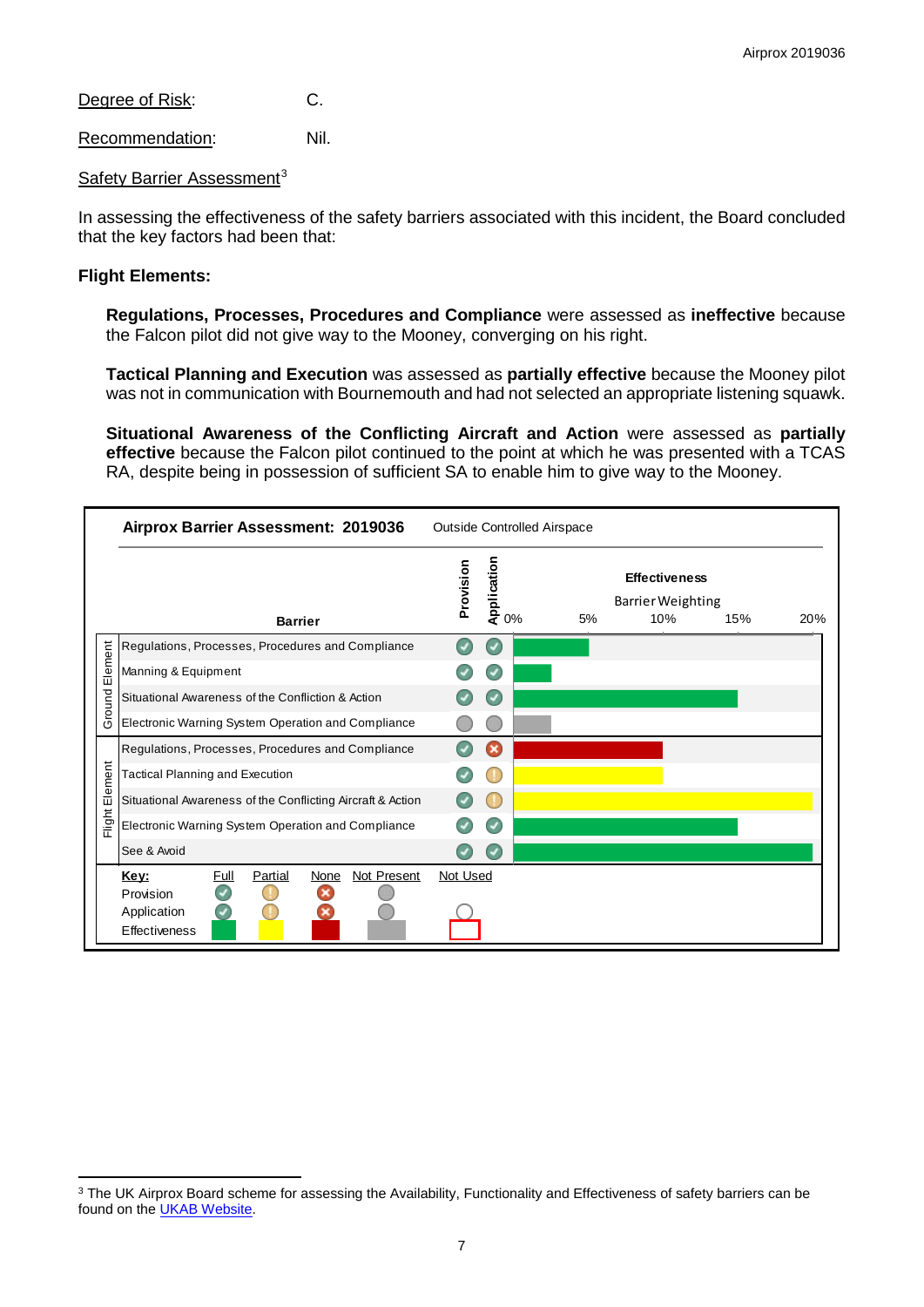Degree of Risk: C.

Recommendation: Nil.

Safety Barrier Assessment[3]

In assessing the effectiveness of the safety barriers associated with this incident, the Board concluded that the key factors had been that:

**Flight Elements:**

**Regulations, Processes, Procedures and Compliance** were assessed as **ineffective** because the Falcon pilot did not give way to the Mooney, converging on his right.

**Tactical Planning and Execution** was assessed as **partially effective** because the Mooney pilot was not in communication with Bournemouth and had not selected an appropriate listening squawk.

**Situational Awareness of the Conflicting Aircraft and Action** were assessed as **partially effective** because the Falcon pilot continued to the point at which he was presented with a TCAS RA, despite being in possession of sufficient SA to enable him to give way to the Mooney.

**Airprox Barrier Assessment: 2019036**

Outside Controlled Airspace

Barrier

Provision

Application

Effectiveness

Barrier Weighting

0%
5%
10%
15%
20%

Ground Element

Regulations, Processes, Procedures and Compliance

Manning & Equipment

Situational Awareness of the Confliction & Action

Electronic Warning System Operation and Compliance

Flight Element

Regulations, Processes, Procedures and Compliance

Tactical Planning and Execution

Situational Awareness of the Conflicting Aircraft & Action

Electronic Warning System Operation and Compliance

See & Avoid

Key: Full Partial None Not Present Not Used

Provision

Application

Effectiveness

[3] The UK Airprox Board scheme for assessing the Availability, Functionality and Effectiveness of safety barriers can be found on the UKAB Website.